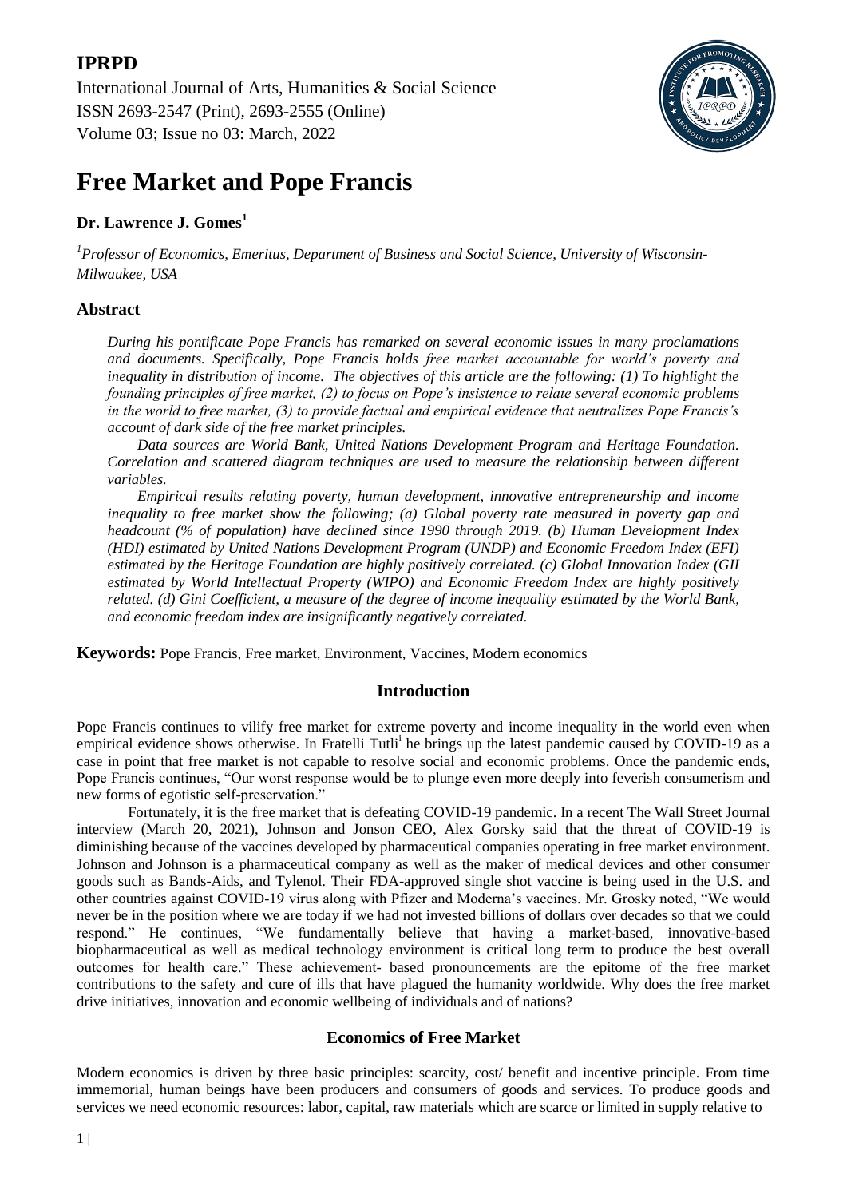# IPRPD

International Journal of Arts, Humanities & Social Science
ISSN 2693-2547 (Print), 2693-2555 (Online)
Volume 03; Issue no 03: March, 2022

# Free Market and Pope Francis

**Dr. Lawrence J. Gomes**[1]

*[1]Professor of Economics, Emeritus, Department of Business and Social Science, University of Wisconsin-Milwaukee, USA*

## Abstract

*During his pontificate Pope Francis has remarked on several economic issues in many proclamations and documents. Specifically, Pope Francis holds free market accountable for world's poverty and inequality in distribution of income. The objectives of this article are the following: (1) To highlight the founding principles of free market, (2) to focus on Pope's insistence to relate several economic problems in the world to free market, (3) to provide factual and empirical evidence that neutralizes Pope Francis's account of dark side of the free market principles.*

*Data sources are World Bank, United Nations Development Program and Heritage Foundation. Correlation and scattered diagram techniques are used to measure the relationship between different variables.*

*Empirical results relating poverty, human development, innovative entrepreneurship and income inequality to free market show the following; (a) Global poverty rate measured in poverty gap and headcount (% of population) have declined since 1990 through 2019. (b) Human Development Index (HDI) estimated by United Nations Development Program (UNDP) and Economic Freedom Index (EFI) estimated by the Heritage Foundation are highly positively correlated. (c) Global Innovation Index (GII estimated by World Intellectual Property (WIPO) and Economic Freedom Index are highly positively related. (d) Gini Coefficient, a measure of the degree of income inequality estimated by the World Bank, and economic freedom index are insignificantly negatively correlated.*

**Keywords:** Pope Francis, Free market, Environment, Vaccines, Modern economics

## Introduction

Pope Francis continues to vilify free market for extreme poverty and income inequality in the world even when empirical evidence shows otherwise. In Fratelli Tutli[i] he brings up the latest pandemic caused by COVID-19 as a case in point that free market is not capable to resolve social and economic problems. Once the pandemic ends, Pope Francis continues, "Our worst response would be to plunge even more deeply into feverish consumerism and new forms of egotistic self-preservation."

Fortunately, it is the free market that is defeating COVID-19 pandemic. In a recent The Wall Street Journal interview (March 20, 2021), Johnson and Jonson CEO, Alex Gorsky said that the threat of COVID-19 is diminishing because of the vaccines developed by pharmaceutical companies operating in free market environment. Johnson and Johnson is a pharmaceutical company as well as the maker of medical devices and other consumer goods such as Bands-Aids, and Tylenol. Their FDA-approved single shot vaccine is being used in the U.S. and other countries against COVID-19 virus along with Pfizer and Moderna's vaccines. Mr. Grosky noted, "We would never be in the position where we are today if we had not invested billions of dollars over decades so that we could respond." He continues, "We fundamentally believe that having a market-based, innovative-based biopharmaceutical as well as medical technology environment is critical long term to produce the best overall outcomes for health care." These achievement- based pronouncements are the epitome of the free market contributions to the safety and cure of ills that have plagued the humanity worldwide. Why does the free market drive initiatives, innovation and economic wellbeing of individuals and of nations?

## Economics of Free Market

Modern economics is driven by three basic principles: scarcity, cost/ benefit and incentive principle. From time immemorial, human beings have been producers and consumers of goods and services. To produce goods and services we need economic resources: labor, capital, raw materials which are scarce or limited in supply relative to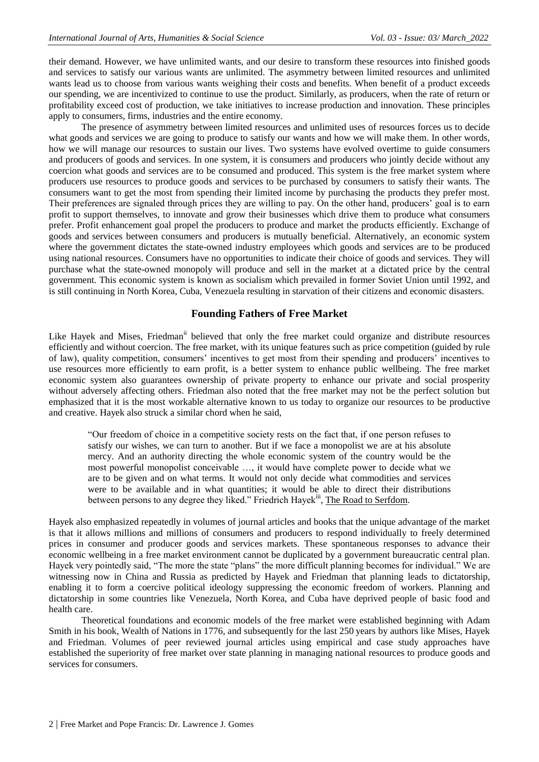their demand. However, we have unlimited wants, and our desire to transform these resources into finished goods and services to satisfy our various wants are unlimited. The asymmetry between limited resources and unlimited wants lead us to choose from various wants weighing their costs and benefits. When benefit of a product exceeds our spending, we are incentivized to continue to use the product. Similarly, as producers, when the rate of return or profitability exceed cost of production, we take initiatives to increase production and innovation. These principles apply to consumers, firms, industries and the entire economy.

The presence of asymmetry between limited resources and unlimited uses of resources forces us to decide what goods and services we are going to produce to satisfy our wants and how we will make them. In other words, how we will manage our resources to sustain our lives. Two systems have evolved overtime to guide consumers and producers of goods and services. In one system, it is consumers and producers who jointly decide without any coercion what goods and services are to be consumed and produced. This system is the free market system where producers use resources to produce goods and services to be purchased by consumers to satisfy their wants. The consumers want to get the most from spending their limited income by purchasing the products they prefer most. Their preferences are signaled through prices they are willing to pay. On the other hand, producers' goal is to earn profit to support themselves, to innovate and grow their businesses which drive them to produce what consumers prefer. Profit enhancement goal propel the producers to produce and market the products efficiently. Exchange of goods and services between consumers and producers is mutually beneficial. Alternatively, an economic system where the government dictates the state-owned industry employees which goods and services are to be produced using national resources. Consumers have no opportunities to indicate their choice of goods and services. They will purchase what the state-owned monopoly will produce and sell in the market at a dictated price by the central government. This economic system is known as socialism which prevailed in former Soviet Union until 1992, and is still continuing in North Korea, Cuba, Venezuela resulting in starvation of their citizens and economic disasters.

## Founding Fathers of Free Market

Like Hayek and Mises, Friedman[ii] believed that only the free market could organize and distribute resources efficiently and without coercion. The free market, with its unique features such as price competition (guided by rule of law), quality competition, consumers' incentives to get most from their spending and producers' incentives to use resources more efficiently to earn profit, is a better system to enhance public wellbeing. The free market economic system also guarantees ownership of private property to enhance our private and social prosperity without adversely affecting others. Friedman also noted that the free market may not be the perfect solution but emphasized that it is the most workable alternative known to us today to organize our resources to be productive and creative. Hayek also struck a similar chord when he said,

> "Our freedom of choice in a competitive society rests on the fact that, if one person refuses to satisfy our wishes, we can turn to another. But if we face a monopolist we are at his absolute mercy. And an authority directing the whole economic system of the country would be the most powerful monopolist conceivable …, it would have complete power to decide what we are to be given and on what terms. It would not only decide what commodities and services were to be available and in what quantities; it would be able to direct their distributions between persons to any degree they liked." Friedrich Hayek[iii], The Road to Serfdom.

Hayek also emphasized repeatedly in volumes of journal articles and books that the unique advantage of the market is that it allows millions and millions of consumers and producers to respond individually to freely determined prices in consumer and producer goods and services markets. These spontaneous responses to advance their economic wellbeing in a free market environment cannot be duplicated by a government bureaucratic central plan. Hayek very pointedly said, "The more the state "plans" the more difficult planning becomes for individual." We are witnessing now in China and Russia as predicted by Hayek and Friedman that planning leads to dictatorship, enabling it to form a coercive political ideology suppressing the economic freedom of workers. Planning and dictatorship in some countries like Venezuela, North Korea, and Cuba have deprived people of basic food and health care.

Theoretical foundations and economic models of the free market were established beginning with Adam Smith in his book, Wealth of Nations in 1776, and subsequently for the last 250 years by authors like Mises, Hayek and Friedman. Volumes of peer reviewed journal articles using empirical and case study approaches have established the superiority of free market over state planning in managing national resources to produce goods and services for consumers.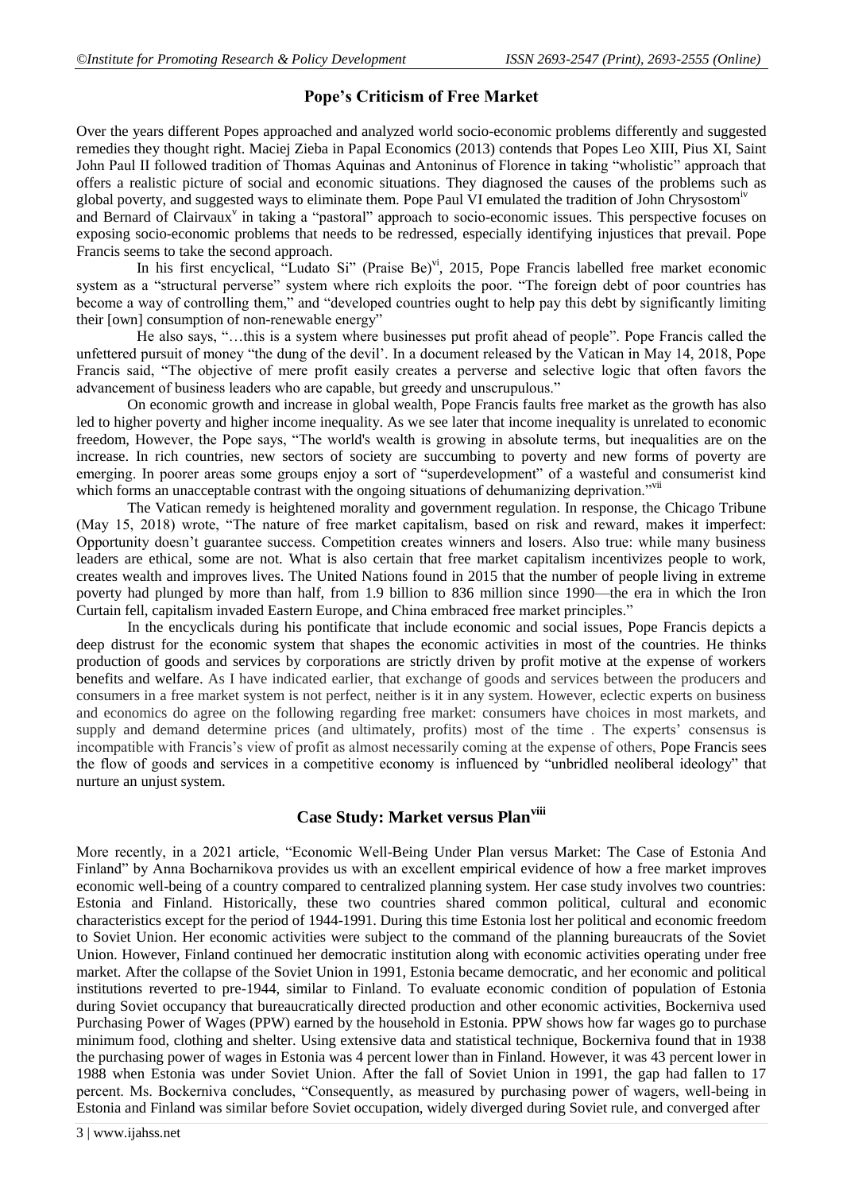## Pope's Criticism of Free Market

Over the years different Popes approached and analyzed world socio-economic problems differently and suggested remedies they thought right. Maciej Zieba in Papal Economics (2013) contends that Popes Leo XIII, Pius XI, Saint John Paul II followed tradition of Thomas Aquinas and Antoninus of Florence in taking "wholistic" approach that offers a realistic picture of social and economic situations. They diagnosed the causes of the problems such as global poverty, and suggested ways to eliminate them. Pope Paul VI emulated the tradition of John Chrysostom[iv] and Bernard of Clairvaux[v] in taking a "pastoral" approach to socio-economic issues. This perspective focuses on exposing socio-economic problems that needs to be redressed, especially identifying injustices that prevail. Pope Francis seems to take the second approach.

In his first encyclical, "Ludato Si" (Praise Be)[vi], 2015, Pope Francis labelled free market economic system as a "structural perverse" system where rich exploits the poor. "The foreign debt of poor countries has become a way of controlling them," and "developed countries ought to help pay this debt by significantly limiting their [own] consumption of non-renewable energy"

He also says, "…this is a system where businesses put profit ahead of people". Pope Francis called the unfettered pursuit of money "the dung of the devil'. In a document released by the Vatican in May 14, 2018, Pope Francis said, "The objective of mere profit easily creates a perverse and selective logic that often favors the advancement of business leaders who are capable, but greedy and unscrupulous."

On economic growth and increase in global wealth, Pope Francis faults free market as the growth has also led to higher poverty and higher income inequality. As we see later that income inequality is unrelated to economic freedom, However, the Pope says, "The world's wealth is growing in absolute terms, but inequalities are on the increase. In rich countries, new sectors of society are succumbing to poverty and new forms of poverty are emerging. In poorer areas some groups enjoy a sort of "superdevelopment" of a wasteful and consumerist kind which forms an unacceptable contrast with the ongoing situations of dehumanizing deprivation."[vii]

The Vatican remedy is heightened morality and government regulation. In response, the Chicago Tribune (May 15, 2018) wrote, "The nature of free market capitalism, based on risk and reward, makes it imperfect: Opportunity doesn't guarantee success. Competition creates winners and losers. Also true: while many business leaders are ethical, some are not. What is also certain that free market capitalism incentivizes people to work, creates wealth and improves lives. The United Nations found in 2015 that the number of people living in extreme poverty had plunged by more than half, from 1.9 billion to 836 million since 1990—the era in which the Iron Curtain fell, capitalism invaded Eastern Europe, and China embraced free market principles."

In the encyclicals during his pontificate that include economic and social issues, Pope Francis depicts a deep distrust for the economic system that shapes the economic activities in most of the countries. He thinks production of goods and services by corporations are strictly driven by profit motive at the expense of workers benefits and welfare. As I have indicated earlier, that exchange of goods and services between the producers and consumers in a free market system is not perfect, neither is it in any system. However, eclectic experts on business and economics do agree on the following regarding free market: consumers have choices in most markets, and supply and demand determine prices (and ultimately, profits) most of the time . The experts' consensus is incompatible with Francis's view of profit as almost necessarily coming at the expense of others, Pope Francis sees the flow of goods and services in a competitive economy is influenced by "unbridled neoliberal ideology" that nurture an unjust system.

## Case Study: Market versus Plan[viii]

More recently, in a 2021 article, "Economic Well-Being Under Plan versus Market: The Case of Estonia And Finland" by Anna Bocharnikova provides us with an excellent empirical evidence of how a free market improves economic well-being of a country compared to centralized planning system. Her case study involves two countries: Estonia and Finland. Historically, these two countries shared common political, cultural and economic characteristics except for the period of 1944-1991. During this time Estonia lost her political and economic freedom to Soviet Union. Her economic activities were subject to the command of the planning bureaucrats of the Soviet Union. However, Finland continued her democratic institution along with economic activities operating under free market. After the collapse of the Soviet Union in 1991, Estonia became democratic, and her economic and political institutions reverted to pre-1944, similar to Finland. To evaluate economic condition of population of Estonia during Soviet occupancy that bureaucratically directed production and other economic activities, Bockerniva used Purchasing Power of Wages (PPW) earned by the household in Estonia. PPW shows how far wages go to purchase minimum food, clothing and shelter. Using extensive data and statistical technique, Bockerniva found that in 1938 the purchasing power of wages in Estonia was 4 percent lower than in Finland. However, it was 43 percent lower in 1988 when Estonia was under Soviet Union. After the fall of Soviet Union in 1991, the gap had fallen to 17 percent. Ms. Bockerniva concludes, "Consequently, as measured by purchasing power of wages, well-being in Estonia and Finland was similar before Soviet occupation, widely diverged during Soviet rule, and converged after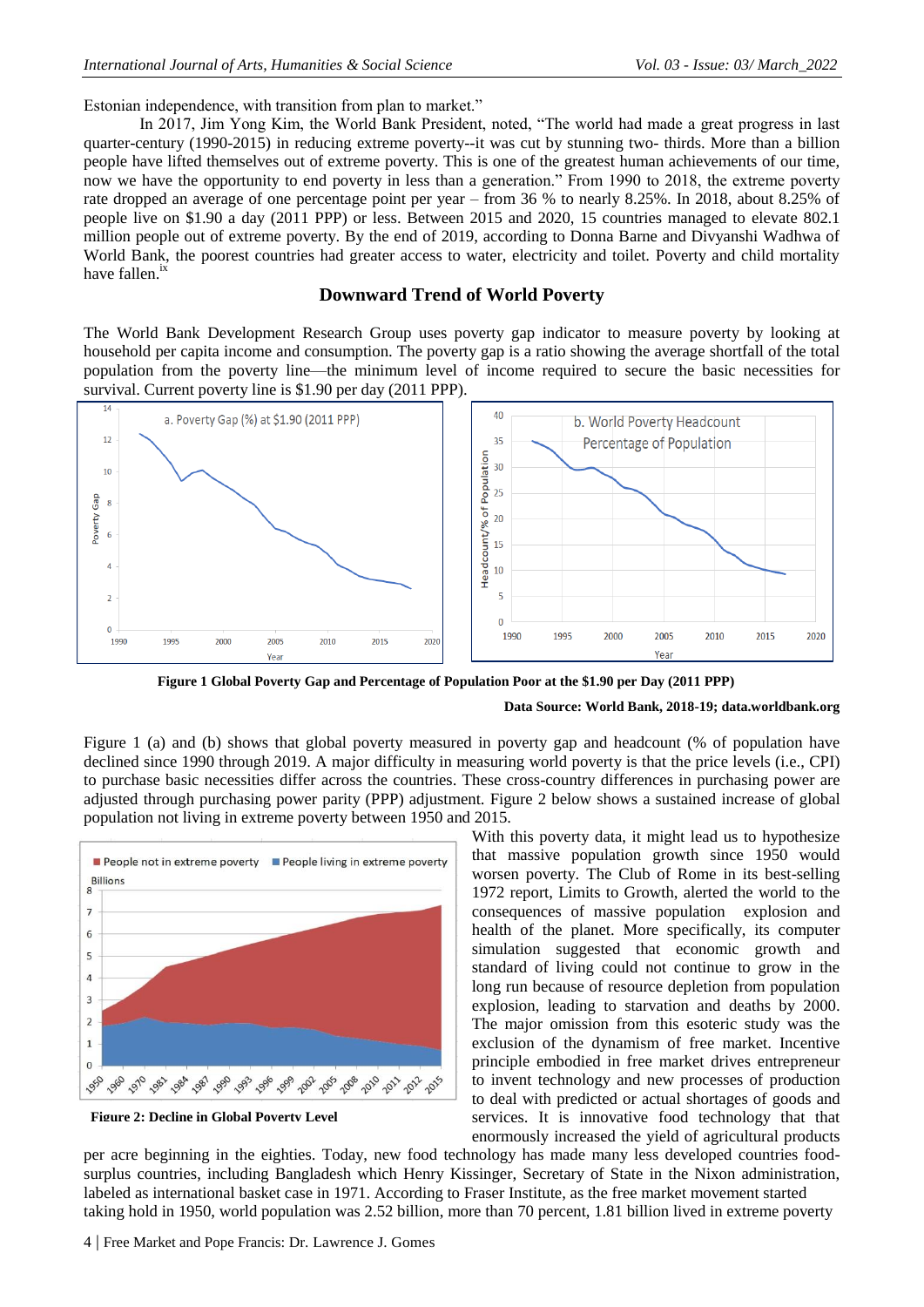Estonian independence, with transition from plan to market."

In 2017, Jim Yong Kim, the World Bank President, noted, "The world had made a great progress in last quarter-century (1990-2015) in reducing extreme poverty--it was cut by stunning two- thirds. More than a billion people have lifted themselves out of extreme poverty. This is one of the greatest human achievements of our time, now we have the opportunity to end poverty in less than a generation." From 1990 to 2018, the extreme poverty rate dropped an average of one percentage point per year – from 36 % to nearly 8.25%. In 2018, about 8.25% of people live on $1.90 a day (2011 PPP) or less. Between 2015 and 2020, 15 countries managed to elevate 802.1 million people out of extreme poverty. By the end of 2019, according to Donna Barne and Divyanshi Wadhwa of World Bank, the poorest countries had greater access to water, electricity and toilet. Poverty and child mortality have fallen.[ix]

## Downward Trend of World Poverty

The World Bank Development Research Group uses poverty gap indicator to measure poverty by looking at household per capita income and consumption. The poverty gap is a ratio showing the average shortfall of the total population from the poverty line—the minimum level of income required to secure the basic necessities for survival. Current poverty line is $1.90 per day (2011 PPP).

**Figure 1 Global Poverty Gap and Percentage of Population Poor at the $1.90 per Day (2011 PPP)**

**Data Source: World Bank, 2018-19; data.worldbank.org**

Figure 1 (a) and (b) shows that global poverty measured in poverty gap and headcount (% of population have declined since 1990 through 2019. A major difficulty in measuring world poverty is that the price levels (i.e., CPI) to purchase basic necessities differ across the countries. These cross-country differences in purchasing power are adjusted through purchasing power parity (PPP) adjustment. Figure 2 below shows a sustained increase of global population not living in extreme poverty between 1950 and 2015.

**Figure 2: Decline in Global Poverty Level**

With this poverty data, it might lead us to hypothesize that massive population growth since 1950 would worsen poverty. The Club of Rome in its best-selling 1972 report, Limits to Growth, alerted the world to the consequences of massive population explosion and health of the planet. More specifically, its computer simulation suggested that economic growth and standard of living could not continue to grow in the long run because of resource depletion from population explosion, leading to starvation and deaths by 2000. The major omission from this esoteric study was the exclusion of the dynamism of free market. Incentive principle embodied in free market drives entrepreneur to invent technology and new processes of production to deal with predicted or actual shortages of goods and services. It is innovative food technology that that enormously increased the yield of agricultural products per acre beginning in the eighties. Today, new food technology has made many less developed countries food-surplus countries, including Bangladesh which Henry Kissinger, Secretary of State in the Nixon administration, labeled as international basket case in 1971. According to Fraser Institute, as the free market movement started taking hold in 1950, world population was 2.52 billion, more than 70 percent, 1.81 billion lived in extreme poverty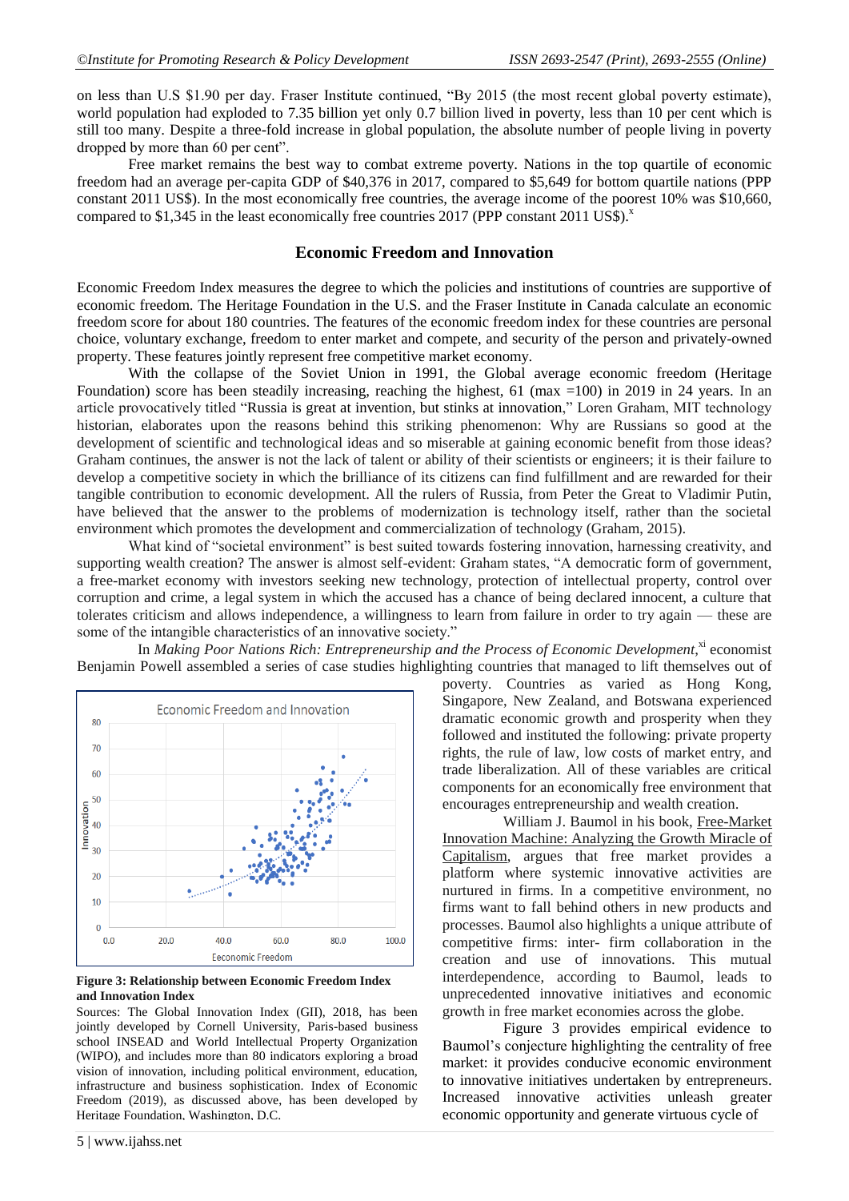on less than U.S $1.90 per day. Fraser Institute continued, "By 2015 (the most recent global poverty estimate), world population had exploded to 7.35 billion yet only 0.7 billion lived in poverty, less than 10 per cent which is still too many. Despite a three-fold increase in global population, the absolute number of people living in poverty dropped by more than 60 per cent".

Free market remains the best way to combat extreme poverty. Nations in the top quartile of economic freedom had an average per-capita GDP of $40,376 in 2017, compared to $5,649 for bottom quartile nations (PPP constant 2011 US$). In the most economically free countries, the average income of the poorest 10% was $10,660, compared to $1,345 in the least economically free countries 2017 (PPP constant 2011 US$).[x]

## Economic Freedom and Innovation

Economic Freedom Index measures the degree to which the policies and institutions of countries are supportive of economic freedom. The Heritage Foundation in the U.S. and the Fraser Institute in Canada calculate an economic freedom score for about 180 countries. The features of the economic freedom index for these countries are personal choice, voluntary exchange, freedom to enter market and compete, and security of the person and privately-owned property. These features jointly represent free competitive market economy.

With the collapse of the Soviet Union in 1991, the Global average economic freedom (Heritage Foundation) score has been steadily increasing, reaching the highest, 61 (max =100) in 2019 in 24 years. In an article provocatively titled "Russia is great at invention, but stinks at innovation," Loren Graham, MIT technology historian, elaborates upon the reasons behind this striking phenomenon: Why are Russians so good at the development of scientific and technological ideas and so miserable at gaining economic benefit from those ideas? Graham continues, the answer is not the lack of talent or ability of their scientists or engineers; it is their failure to develop a competitive society in which the brilliance of its citizens can find fulfillment and are rewarded for their tangible contribution to economic development. All the rulers of Russia, from Peter the Great to Vladimir Putin, have believed that the answer to the problems of modernization is technology itself, rather than the societal environment which promotes the development and commercialization of technology (Graham, 2015).

What kind of "societal environment" is best suited towards fostering innovation, harnessing creativity, and supporting wealth creation? The answer is almost self-evident: Graham states, "A democratic form of government, a free-market economy with investors seeking new technology, protection of intellectual property, control over corruption and crime, a legal system in which the accused has a chance of being declared innocent, a culture that tolerates criticism and allows independence, a willingness to learn from failure in order to try again — these are some of the intangible characteristics of an innovative society."

In *Making Poor Nations Rich: Entrepreneurship and the Process of Economic Development*,[xi] economist Benjamin Powell assembled a series of case studies highlighting countries that managed to lift themselves out of poverty. Countries as varied as Hong Kong, Singapore, New Zealand, and Botswana experienced dramatic economic growth and prosperity when they followed and instituted the following: private property rights, the rule of law, low costs of market entry, and trade liberalization. All of these variables are critical components for an economically free environment that encourages entrepreneurship and wealth creation.

William J. Baumol in his book, Free-Market Innovation Machine: Analyzing the Growth Miracle of Capitalism, argues that free market provides a platform where systemic innovative activities are nurtured in firms. In a competitive environment, no firms want to fall behind others in new products and processes. Baumol also highlights a unique attribute of competitive firms: inter- firm collaboration in the creation and use of innovations. This mutual interdependence, according to Baumol, leads to unprecedented innovative initiatives and economic growth in free market economies across the globe.

**Figure 3: Relationship between Economic Freedom Index and Innovation Index**

Sources: The Global Innovation Index (GII), 2018, has been jointly developed by Cornell University, Paris-based business school INSEAD and World Intellectual Property Organization (WIPO), and includes more than 80 indicators exploring a broad vision of innovation, including political environment, education, infrastructure and business sophistication. Index of Economic Freedom (2019), as discussed above, has been developed by Heritage Foundation, Washington, D.C.

Figure 3 provides empirical evidence to Baumol's conjecture highlighting the centrality of free market: it provides conducive economic environment to innovative initiatives undertaken by entrepreneurs. Increased innovative activities unleash greater economic opportunity and generate virtuous cycle of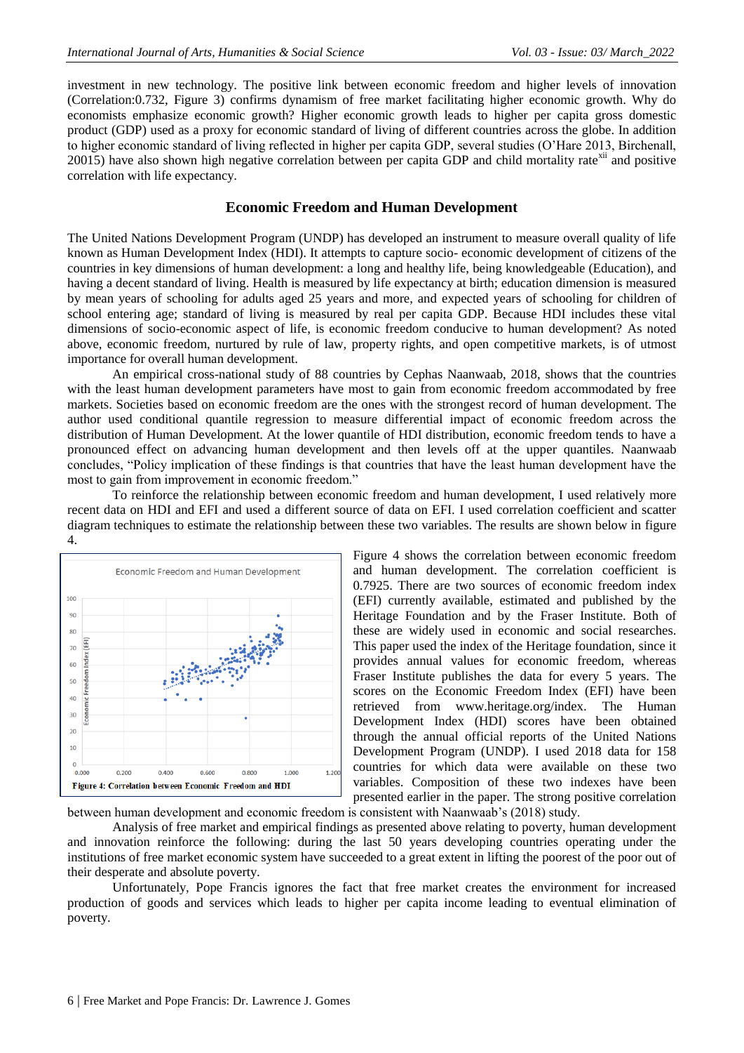investment in new technology. The positive link between economic freedom and higher levels of innovation (Correlation:0.732, Figure 3) confirms dynamism of free market facilitating higher economic growth. Why do economists emphasize economic growth? Higher economic growth leads to higher per capita gross domestic product (GDP) used as a proxy for economic standard of living of different countries across the globe. In addition to higher economic standard of living reflected in higher per capita GDP, several studies (O'Hare 2013, Birchenall, 20015) have also shown high negative correlation between per capita GDP and child mortality rate[xii] and positive correlation with life expectancy.

## Economic Freedom and Human Development

The United Nations Development Program (UNDP) has developed an instrument to measure overall quality of life known as Human Development Index (HDI). It attempts to capture socio- economic development of citizens of the countries in key dimensions of human development: a long and healthy life, being knowledgeable (Education), and having a decent standard of living. Health is measured by life expectancy at birth; education dimension is measured by mean years of schooling for adults aged 25 years and more, and expected years of schooling for children of school entering age; standard of living is measured by real per capita GDP. Because HDI includes these vital dimensions of socio-economic aspect of life, is economic freedom conducive to human development? As noted above, economic freedom, nurtured by rule of law, property rights, and open competitive markets, is of utmost importance for overall human development.

An empirical cross-national study of 88 countries by Cephas Naanwaab, 2018, shows that the countries with the least human development parameters have most to gain from economic freedom accommodated by free markets. Societies based on economic freedom are the ones with the strongest record of human development. The author used conditional quantile regression to measure differential impact of economic freedom across the distribution of Human Development. At the lower quantile of HDI distribution, economic freedom tends to have a pronounced effect on advancing human development and then levels off at the upper quantiles. Naanwaab concludes, "Policy implication of these findings is that countries that have the least human development have the most to gain from improvement in economic freedom."

To reinforce the relationship between economic freedom and human development, I used relatively more recent data on HDI and EFI and used a different source of data on EFI. I used correlation coefficient and scatter diagram techniques to estimate the relationship between these two variables. The results are shown below in figure 4.

Figure 4: Correlation between Economic Freedom and HDI

Figure 4 shows the correlation between economic freedom and human development. The correlation coefficient is 0.7925. There are two sources of economic freedom index (EFI) currently available, estimated and published by the Heritage Foundation and by the Fraser Institute. Both of these are widely used in economic and social researches. This paper used the index of the Heritage foundation, since it provides annual values for economic freedom, whereas Fraser Institute publishes the data for every 5 years. The scores on the Economic Freedom Index (EFI) have been retrieved from www.heritage.org/index. The Human Development Index (HDI) scores have been obtained through the annual official reports of the United Nations Development Program (UNDP). I used 2018 data for 158 countries for which data were available on these two variables. Composition of these two indexes have been presented earlier in the paper. The strong positive correlation between human development and economic freedom is consistent with Naanwaab's (2018) study.

Analysis of free market and empirical findings as presented above relating to poverty, human development and innovation reinforce the following: during the last 50 years developing countries operating under the institutions of free market economic system have succeeded to a great extent in lifting the poorest of the poor out of their desperate and absolute poverty.

Unfortunately, Pope Francis ignores the fact that free market creates the environment for increased production of goods and services which leads to higher per capita income leading to eventual elimination of poverty.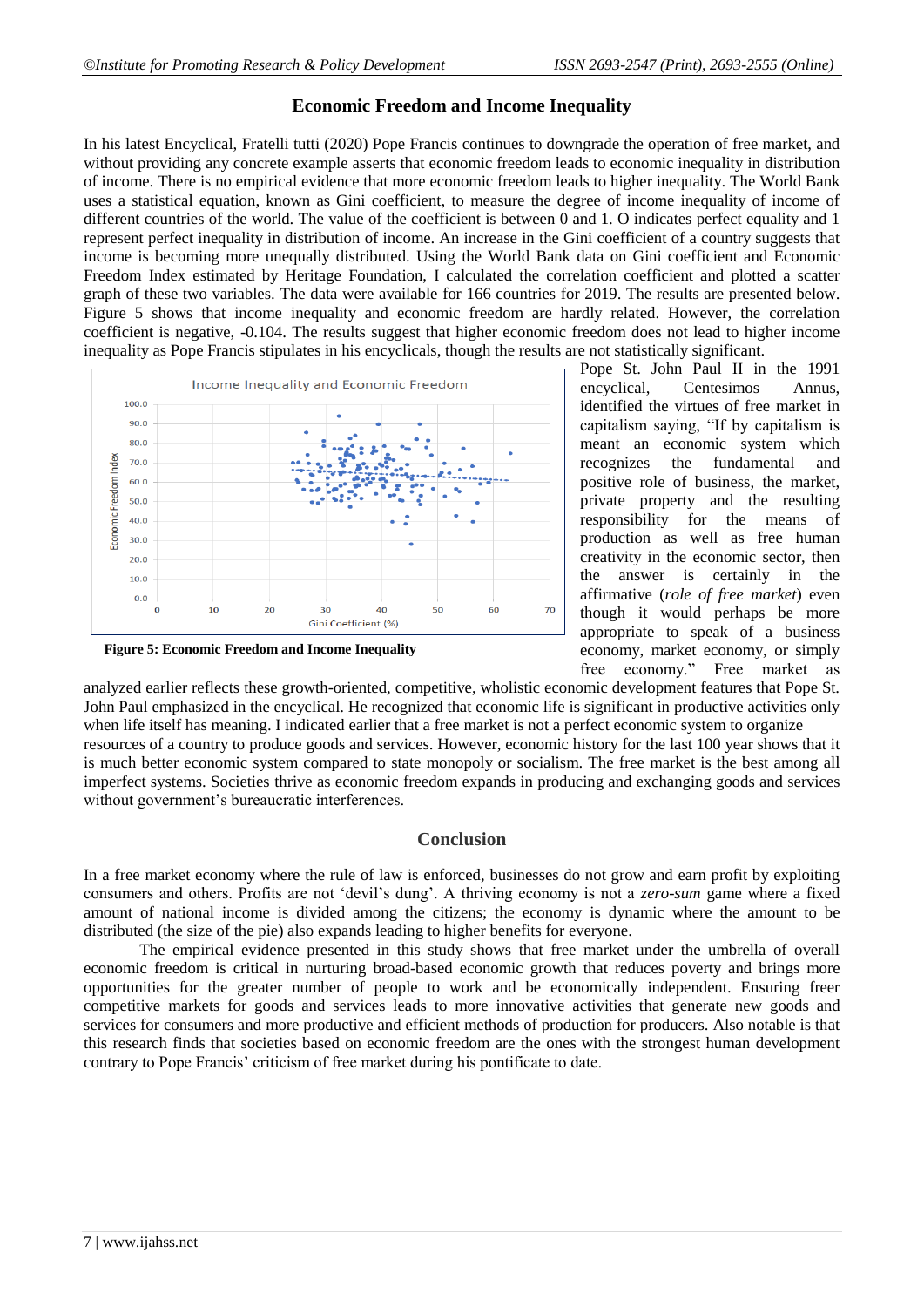## Economic Freedom and Income Inequality

In his latest Encyclical, Fratelli tutti (2020) Pope Francis continues to downgrade the operation of free market, and without providing any concrete example asserts that economic freedom leads to economic inequality in distribution of income. There is no empirical evidence that more economic freedom leads to higher inequality. The World Bank uses a statistical equation, known as Gini coefficient, to measure the degree of income inequality of income of different countries of the world. The value of the coefficient is between 0 and 1. O indicates perfect equality and 1 represent perfect inequality in distribution of income. An increase in the Gini coefficient of a country suggests that income is becoming more unequally distributed. Using the World Bank data on Gini coefficient and Economic Freedom Index estimated by Heritage Foundation, I calculated the correlation coefficient and plotted a scatter graph of these two variables. The data were available for 166 countries for 2019. The results are presented below. Figure 5 shows that income inequality and economic freedom are hardly related. However, the correlation coefficient is negative, -0.104. The results suggest that higher economic freedom does not lead to higher income inequality as Pope Francis stipulates in his encyclicals, though the results are not statistically significant.

**Figure 5: Economic Freedom and Income Inequality**

Pope St. John Paul II in the 1991 encyclical, Centesimos Annus, identified the virtues of free market in capitalism saying, "If by capitalism is meant an economic system which recognizes the fundamental and positive role of business, the market, private property and the resulting responsibility for the means of production as well as free human creativity in the economic sector, then the answer is certainly in the affirmative (*role of free market*) even though it would perhaps be more appropriate to speak of a business economy, market economy, or simply free economy." Free market as analyzed earlier reflects these growth-oriented, competitive, wholistic economic development features that Pope St. John Paul emphasized in the encyclical. He recognized that economic life is significant in productive activities only when life itself has meaning. I indicated earlier that a free market is not a perfect economic system to organize resources of a country to produce goods and services. However, economic history for the last 100 year shows that it is much better economic system compared to state monopoly or socialism. The free market is the best among all imperfect systems. Societies thrive as economic freedom expands in producing and exchanging goods and services without government's bureaucratic interferences.

## Conclusion

In a free market economy where the rule of law is enforced, businesses do not grow and earn profit by exploiting consumers and others. Profits are not 'devil's dung'. A thriving economy is not a *zero-sum* game where a fixed amount of national income is divided among the citizens; the economy is dynamic where the amount to be distributed (the size of the pie) also expands leading to higher benefits for everyone.

The empirical evidence presented in this study shows that free market under the umbrella of overall economic freedom is critical in nurturing broad-based economic growth that reduces poverty and brings more opportunities for the greater number of people to work and be economically independent. Ensuring freer competitive markets for goods and services leads to more innovative activities that generate new goods and services for consumers and more productive and efficient methods of production for producers. Also notable is that this research finds that societies based on economic freedom are the ones with the strongest human development contrary to Pope Francis' criticism of free market during his pontificate to date.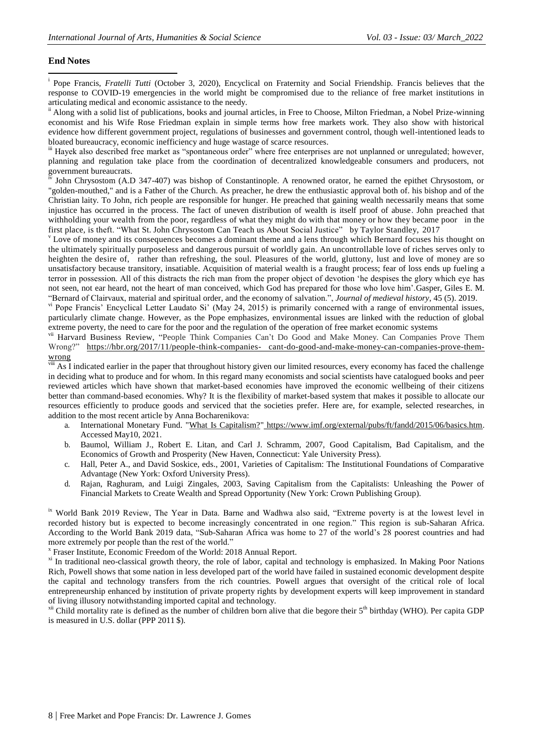## End Notes

[i] Pope Francis, *Fratelli Tutti* (October 3, 2020), Encyclical on Fraternity and Social Friendship. Francis believes that the response to COVID-19 emergencies in the world might be compromised due to the reliance of free market institutions in articulating medical and economic assistance to the needy.

[ii] Along with a solid list of publications, books and journal articles, in Free to Choose, Milton Friedman, a Nobel Prize-winning economist and his Wife Rose Friedman explain in simple terms how free markets work. They also show with historical evidence how different government project, regulations of businesses and government control, though well-intentioned leads to bloated bureaucracy, economic inefficiency and huge wastage of scarce resources.

[iii] Hayek also described free market as "spontaneous order" where free enterprises are not unplanned or unregulated; however, planning and regulation take place from the coordination of decentralized knowledgeable consumers and producers, not government bureaucrats.

[iv] John Chrysostom (A.D 347-407) was bishop of Constantinople. A renowned orator, he earned the epithet Chrysostom, or "golden-mouthed," and is a Father of the Church. As preacher, he drew the enthusiastic approval both of. his bishop and of the Christian laity. To John, rich people are responsible for hunger. He preached that gaining wealth necessarily means that some injustice has occurred in the process. The fact of uneven distribution of wealth is itself proof of abuse. John preached that withholding your wealth from the poor, regardless of what they might do with that money or how they became poor in the first place, is theft. "What St. John Chrysostom Can Teach us About Social Justice" by Taylor Standley, 2017

[v] Love of money and its consequences becomes a dominant theme and a lens through which Bernard focuses his thought on the ultimately spiritually purposeless and dangerous pursuit of worldly gain. An uncontrollable love of riches serves only to heighten the desire of, rather than refreshing, the soul. Pleasures of the world, gluttony, lust and love of money are so unsatisfactory because transitory, insatiable. Acquisition of material wealth is a fraught process; fear of loss ends up fueling a terror in possession. All of this distracts the rich man from the proper object of devotion 'he despises the glory which eye has not seen, not ear heard, not the heart of man conceived, which God has prepared for those who love him'.Gasper, Giles E. M. "Bernard of Clairvaux, material and spiritual order, and the economy of salvation.", *Journal of medieval history*, 45 (5). 2019.

[vi] Pope Francis' Encyclical Letter Laudato Si' (May 24, 2015) is primarily concerned with a range of environmental issues, particularly climate change. However, as the Pope emphasizes, environmental issues are linked with the reduction of global extreme poverty, the need to care for the poor and the regulation of the operation of free market economic systems

[vii] Harvard Business Review, "People Think Companies Can't Do Good and Make Money. Can Companies Prove Them Wrong?" https://hbr.org/2017/11/people-think-companies- cant-do-good-and-make-money-can-companies-prove-them-wrong

[viii] As I indicated earlier in the paper that throughout history given our limited resources, every economy has faced the challenge in deciding what to produce and for whom. In this regard many economists and social scientists have catalogued books and peer reviewed articles which have shown that market-based economies have improved the economic wellbeing of their citizens better than command-based economies. Why? It is the flexibility of market-based system that makes it possible to allocate our resources efficiently to produce goods and serviced that the societies prefer. Here are, for example, selected researches, in addition to the most recent article by Anna Bocharenikova:

a. International Monetary Fund. "What Is Capitalism?" https://www.imf.org/external/pubs/ft/fandd/2015/06/basics.htm. Accessed May10, 2021.
b. Baumol, William J., Robert E. Litan, and Carl J. Schramm, 2007, Good Capitalism, Bad Capitalism, and the Economics of Growth and Prosperity (New Haven, Connecticut: Yale University Press).
c. Hall, Peter A., and David Soskice, eds., 2001, Varieties of Capitalism: The Institutional Foundations of Comparative Advantage (New York: Oxford University Press).
d. Rajan, Raghuram, and Luigi Zingales, 2003, Saving Capitalism from the Capitalists: Unleashing the Power of Financial Markets to Create Wealth and Spread Opportunity (New York: Crown Publishing Group).

[ix] World Bank 2019 Review, The Year in Data. Barne and Wadhwa also said, "Extreme poverty is at the lowest level in recorded history but is expected to become increasingly concentrated in one region." This region is sub-Saharan Africa. According to the World Bank 2019 data, "Sub-Saharan Africa was home to 27 of the world's 28 poorest countries and had more extremely por people than the rest of the world."

[x] Fraser Institute, Economic Freedom of the World: 2018 Annual Report.

[xi] In traditional neo-classical growth theory, the role of labor, capital and technology is emphasized. In Making Poor Nations Rich, Powell shows that some nation in less developed part of the world have failed in sustained economic development despite the capital and technology transfers from the rich countries. Powell argues that oversight of the critical role of local entrepreneurship enhanced by institution of private property rights by development experts will keep improvement in standard of living illusory notwithstanding imported capital and technology.

[xii] Child mortality rate is defined as the number of children born alive that die begore their 5th birthday (WHO). Per capita GDP is measured in U.S. dollar (PPP 2011 $).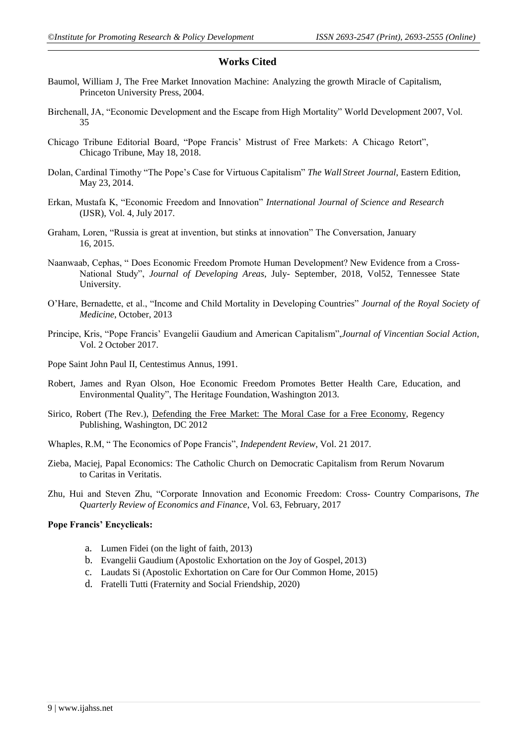## Works Cited

Baumol, William J, The Free Market Innovation Machine: Analyzing the growth Miracle of Capitalism, Princeton University Press, 2004.

Birchenall, JA, "Economic Development and the Escape from High Mortality" World Development 2007, Vol. 35

Chicago Tribune Editorial Board, "Pope Francis' Mistrust of Free Markets: A Chicago Retort", Chicago Tribune, May 18, 2018.

Dolan, Cardinal Timothy "The Pope's Case for Virtuous Capitalism" *The Wall Street Journal*, Eastern Edition, May 23, 2014.

Erkan, Mustafa K, "Economic Freedom and Innovation" *International Journal of Science and Research* (IJSR), Vol. 4, July 2017.

Graham, Loren, "Russia is great at invention, but stinks at innovation" The Conversation, January 16, 2015.

Naanwaab, Cephas, " Does Economic Freedom Promote Human Development? New Evidence from a Cross-National Study", *Journal of Developing Areas*, July- September, 2018, Vol52, Tennessee State University.

O'Hare, Bernadette, et al., "Income and Child Mortality in Developing Countries" *Journal of the Royal Society of Medicine*, October, 2013

Principe, Kris, "Pope Francis' Evangelii Gaudium and American Capitalism",*Journal of Vincentian Social Action*, Vol. 2 October 2017.

Pope Saint John Paul II, Centestimus Annus, 1991.

Robert, James and Ryan Olson, Hoe Economic Freedom Promotes Better Health Care, Education, and Environmental Quality", The Heritage Foundation, Washington 2013.

Sirico, Robert (The Rev.), Defending the Free Market: The Moral Case for a Free Economy, Regency Publishing, Washington, DC 2012

Whaples, R.M, " The Economics of Pope Francis", *Independent Review*, Vol. 21 2017.

Zieba, Maciej, Papal Economics: The Catholic Church on Democratic Capitalism from Rerum Novarum to Caritas in Veritatis.

Zhu, Hui and Steven Zhu, "Corporate Innovation and Economic Freedom: Cross- Country Comparisons, *The Quarterly Review of Economics and Finance*, Vol. 63, February, 2017

**Pope Francis' Encyclicals:**

a. Lumen Fidei (on the light of faith, 2013)
b. Evangelii Gaudium (Apostolic Exhortation on the Joy of Gospel, 2013)
c. Laudats Si (Apostolic Exhortation on Care for Our Common Home, 2015)
d. Fratelli Tutti (Fraternity and Social Friendship, 2020)